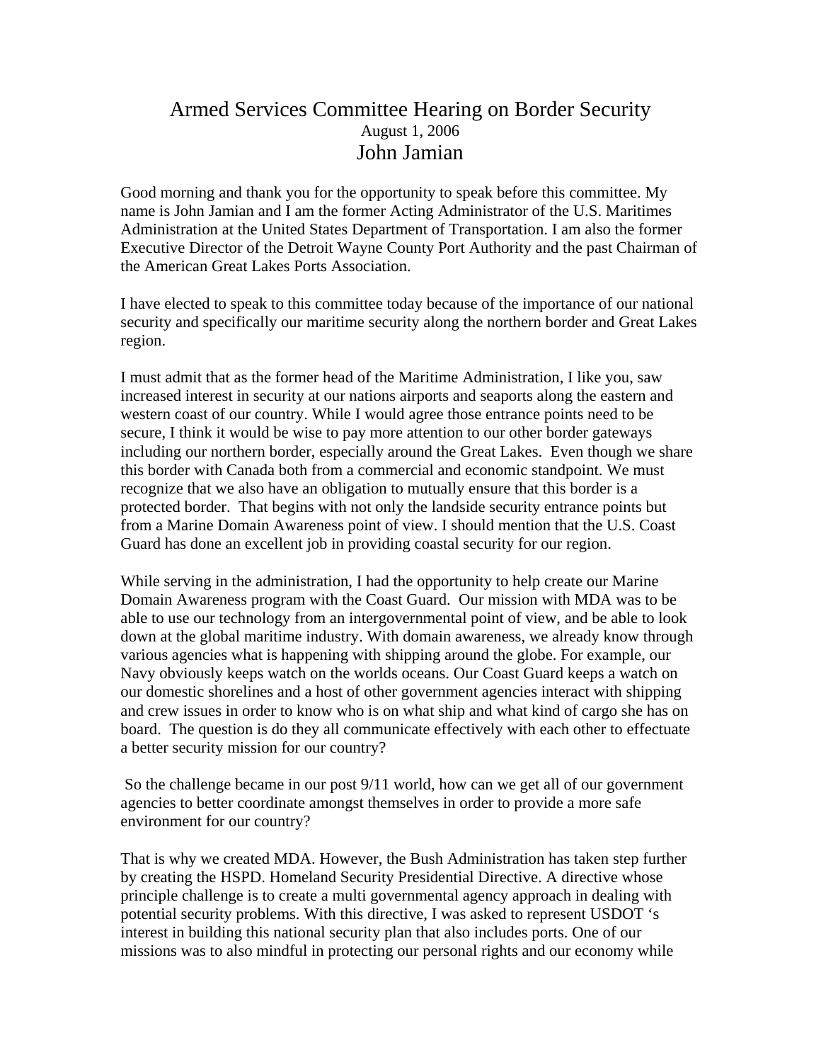# Armed Services Committee Hearing on Border Security

August 1, 2006

## John Jamian

Good morning and thank you for the opportunity to speak before this committee. My name is John Jamian and I am the former Acting Administrator of the U.S. Maritimes Administration at the United States Department of Transportation. I am also the former Executive Director of the Detroit Wayne County Port Authority and the past Chairman of the American Great Lakes Ports Association.

I have elected to speak to this committee today because of the importance of our national security and specifically our maritime security along the northern border and Great Lakes region.

I must admit that as the former head of the Maritime Administration, I like you, saw increased interest in security at our nations airports and seaports along the eastern and western coast of our country. While I would agree those entrance points need to be secure, I think it would be wise to pay more attention to our other border gateways including our northern border, especially around the Great Lakes. Even though we share this border with Canada both from a commercial and economic standpoint. We must recognize that we also have an obligation to mutually ensure that this border is a protected border. That begins with not only the landside security entrance points but from a Marine Domain Awareness point of view. I should mention that the U.S. Coast Guard has done an excellent job in providing coastal security for our region.

While serving in the administration, I had the opportunity to help create our Marine Domain Awareness program with the Coast Guard. Our mission with MDA was to be able to use our technology from an intergovernmental point of view, and be able to look down at the global maritime industry. With domain awareness, we already know through various agencies what is happening with shipping around the globe. For example, our Navy obviously keeps watch on the worlds oceans. Our Coast Guard keeps a watch on our domestic shorelines and a host of other government agencies interact with shipping and crew issues in order to know who is on what ship and what kind of cargo she has on board. The question is do they all communicate effectively with each other to effectuate a better security mission for our country?

So the challenge became in our post 9/11 world, how can we get all of our government agencies to better coordinate amongst themselves in order to provide a more safe environment for our country?

That is why we created MDA. However, the Bush Administration has taken step further by creating the HSPD. Homeland Security Presidential Directive. A directive whose principle challenge is to create a multi governmental agency approach in dealing with potential security problems. With this directive, I was asked to represent USDOT 's interest in building this national security plan that also includes ports. One of our missions was to also mindful in protecting our personal rights and our economy while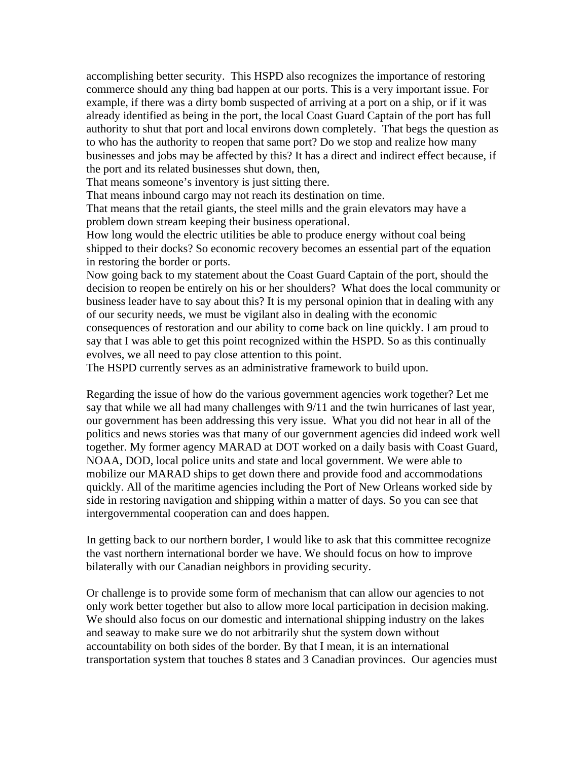accomplishing better security. This HSPD also recognizes the importance of restoring commerce should any thing bad happen at our ports. This is a very important issue. For example, if there was a dirty bomb suspected of arriving at a port on a ship, or if it was already identified as being in the port, the local Coast Guard Captain of the port has full authority to shut that port and local environs down completely. That begs the question as to who has the authority to reopen that same port? Do we stop and realize how many businesses and jobs may be affected by this? It has a direct and indirect effect because, if the port and its related businesses shut down, then,

That means someone's inventory is just sitting there.

That means inbound cargo may not reach its destination on time.

That means that the retail giants, the steel mills and the grain elevators may have a problem down stream keeping their business operational.

How long would the electric utilities be able to produce energy without coal being shipped to their docks? So economic recovery becomes an essential part of the equation in restoring the border or ports.

Now going back to my statement about the Coast Guard Captain of the port, should the decision to reopen be entirely on his or her shoulders? What does the local community or business leader have to say about this? It is my personal opinion that in dealing with any of our security needs, we must be vigilant also in dealing with the economic consequences of restoration and our ability to come back on line quickly. I am proud to say that I was able to get this point recognized within the HSPD. So as this continually evolves, we all need to pay close attention to this point.

The HSPD currently serves as an administrative framework to build upon.

Regarding the issue of how do the various government agencies work together? Let me say that while we all had many challenges with 9/11 and the twin hurricanes of last year, our government has been addressing this very issue. What you did not hear in all of the politics and news stories was that many of our government agencies did indeed work well together. My former agency MARAD at DOT worked on a daily basis with Coast Guard, NOAA, DOD, local police units and state and local government. We were able to mobilize our MARAD ships to get down there and provide food and accommodations quickly. All of the maritime agencies including the Port of New Orleans worked side by side in restoring navigation and shipping within a matter of days. So you can see that intergovernmental cooperation can and does happen.

In getting back to our northern border, I would like to ask that this committee recognize the vast northern international border we have. We should focus on how to improve bilaterally with our Canadian neighbors in providing security.

Or challenge is to provide some form of mechanism that can allow our agencies to not only work better together but also to allow more local participation in decision making. We should also focus on our domestic and international shipping industry on the lakes and seaway to make sure we do not arbitrarily shut the system down without accountability on both sides of the border. By that I mean, it is an international transportation system that touches 8 states and 3 Canadian provinces. Our agencies must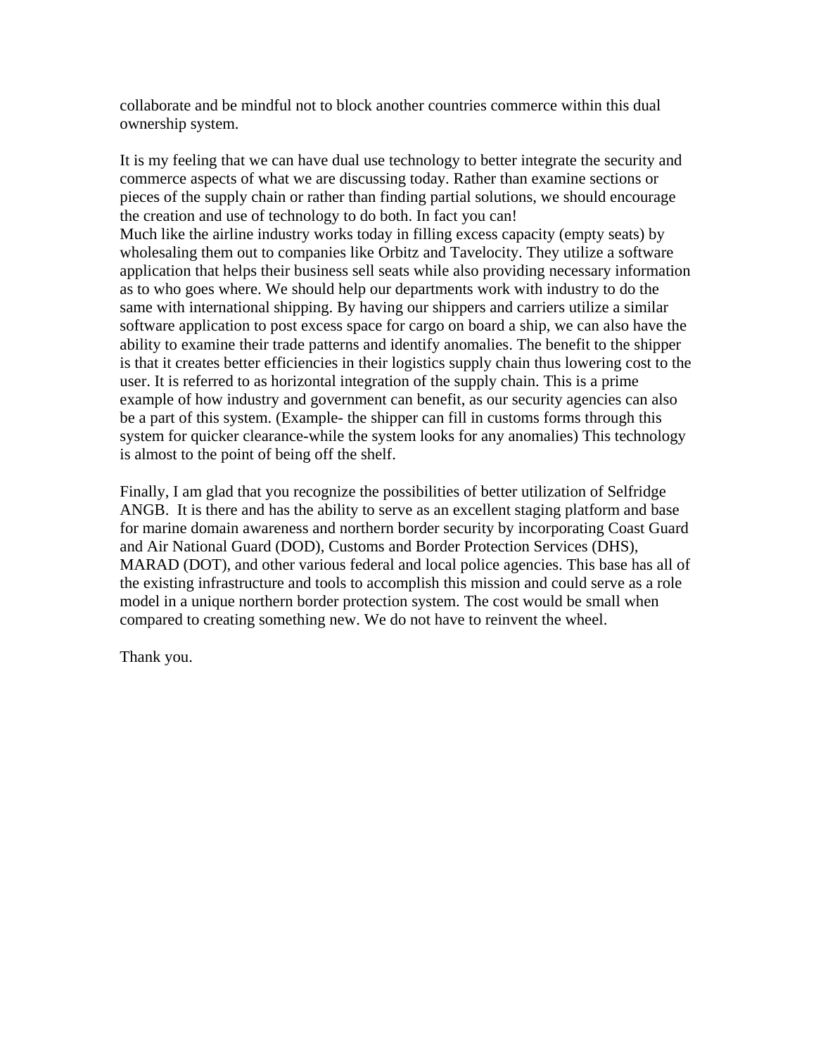collaborate and be mindful not to block another countries commerce within this dual ownership system.

It is my feeling that we can have dual use technology to better integrate the security and commerce aspects of what we are discussing today. Rather than examine sections or pieces of the supply chain or rather than finding partial solutions, we should encourage the creation and use of technology to do both. In fact you can!
Much like the airline industry works today in filling excess capacity (empty seats) by wholesaling them out to companies like Orbitz and Tavelocity. They utilize a software application that helps their business sell seats while also providing necessary information as to who goes where. We should help our departments work with industry to do the same with international shipping. By having our shippers and carriers utilize a similar software application to post excess space for cargo on board a ship, we can also have the ability to examine their trade patterns and identify anomalies. The benefit to the shipper is that it creates better efficiencies in their logistics supply chain thus lowering cost to the user. It is referred to as horizontal integration of the supply chain. This is a prime example of how industry and government can benefit, as our security agencies can also be a part of this system. (Example- the shipper can fill in customs forms through this system for quicker clearance-while the system looks for any anomalies) This technology is almost to the point of being off the shelf.

Finally, I am glad that you recognize the possibilities of better utilization of Selfridge ANGB. It is there and has the ability to serve as an excellent staging platform and base for marine domain awareness and northern border security by incorporating Coast Guard and Air National Guard (DOD), Customs and Border Protection Services (DHS), MARAD (DOT), and other various federal and local police agencies. This base has all of the existing infrastructure and tools to accomplish this mission and could serve as a role model in a unique northern border protection system. The cost would be small when compared to creating something new. We do not have to reinvent the wheel.

Thank you.